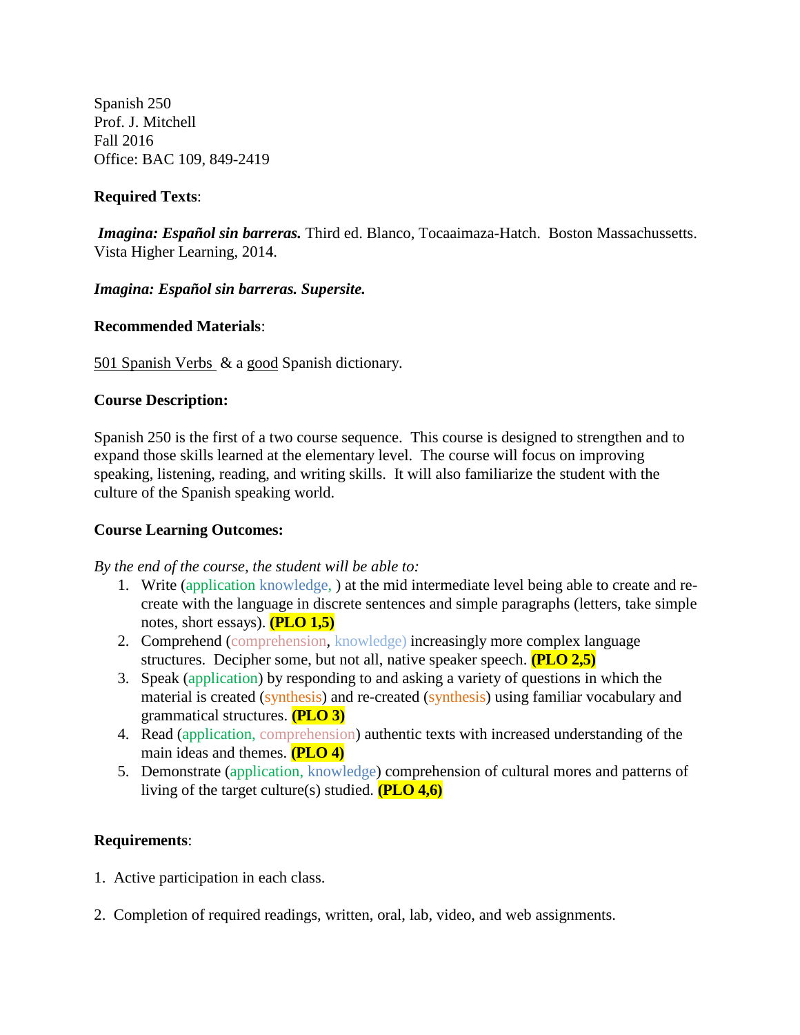Spanish 250
Prof. J. Mitchell
Fall 2016
Office: BAC 109, 849-2419

**Required Texts**:

***Imagina: Español sin barreras.*** Third ed. Blanco, Tocaaimaza-Hatch. Boston Massachussetts. Vista Higher Learning, 2014.

***Imagina: Español sin barreras. Supersite.***

**Recommended Materials**:

501 Spanish Verbs & a good Spanish dictionary.

**Course Description:**

Spanish 250 is the first of a two course sequence. This course is designed to strengthen and to expand those skills learned at the elementary level. The course will focus on improving speaking, listening, reading, and writing skills. It will also familiarize the student with the culture of the Spanish speaking world.

**Course Learning Outcomes:**

*By the end of the course, the student will be able to:*

1. Write (application knowledge, ) at the mid intermediate level being able to create and re-create with the language in discrete sentences and simple paragraphs (letters, take simple notes, short essays). **(PLO 1,5)**
2. Comprehend (comprehension, knowledge) increasingly more complex language structures. Decipher some, but not all, native speaker speech. **(PLO 2,5)**
3. Speak (application) by responding to and asking a variety of questions in which the material is created (synthesis) and re-created (synthesis) using familiar vocabulary and grammatical structures. **(PLO 3)**
4. Read (application, comprehension) authentic texts with increased understanding of the main ideas and themes. **(PLO 4)**
5. Demonstrate (application, knowledge) comprehension of cultural mores and patterns of living of the target culture(s) studied. **(PLO 4,6)**

**Requirements**:

1. Active participation in each class.

2. Completion of required readings, written, oral, lab, video, and web assignments.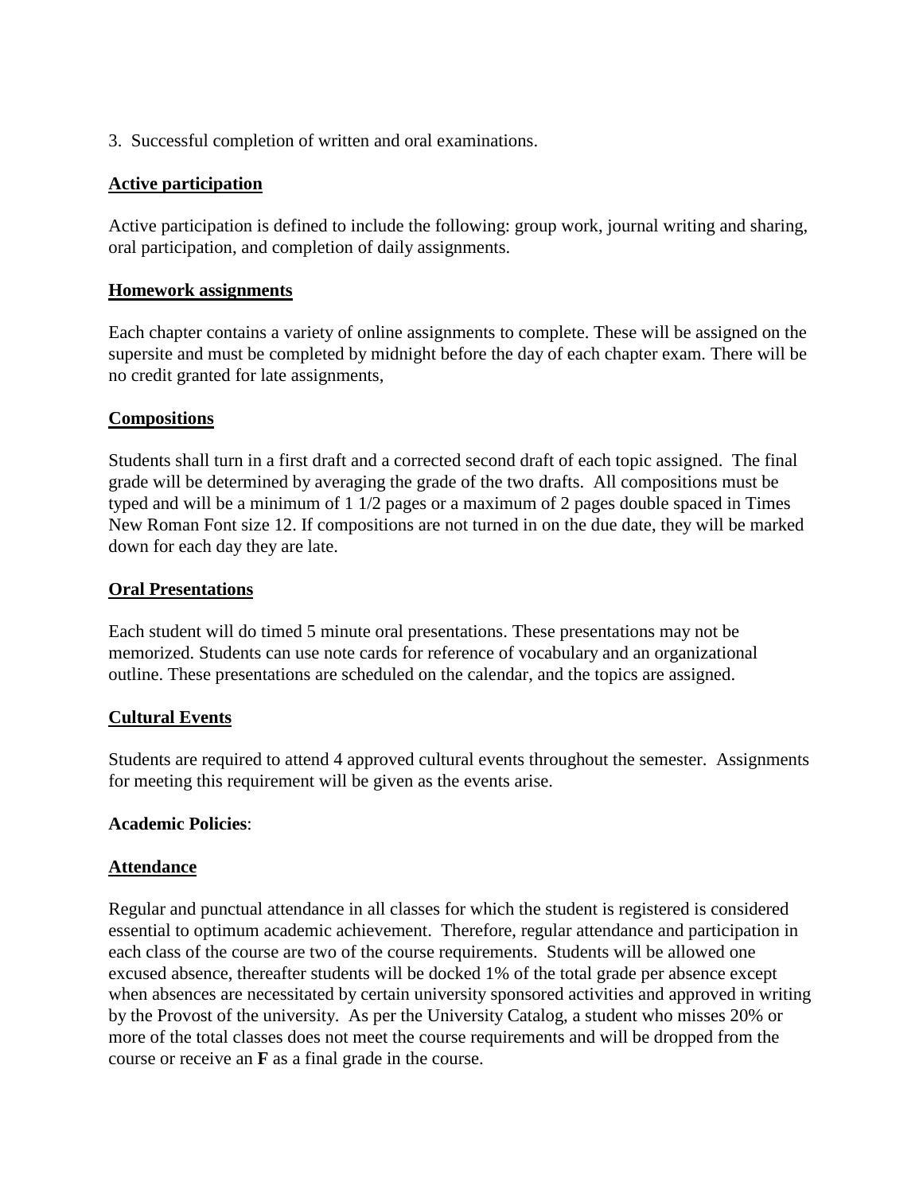3. Successful completion of written and oral examinations.

**Active participation**

Active participation is defined to include the following: group work, journal writing and sharing, oral participation, and completion of daily assignments.

**Homework assignments**

Each chapter contains a variety of online assignments to complete. These will be assigned on the supersite and must be completed by midnight before the day of each chapter exam. There will be no credit granted for late assignments,

**Compositions**

Students shall turn in a first draft and a corrected second draft of each topic assigned. The final grade will be determined by averaging the grade of the two drafts. All compositions must be typed and will be a minimum of 1 1/2 pages or a maximum of 2 pages double spaced in Times New Roman Font size 12. If compositions are not turned in on the due date, they will be marked down for each day they are late.

**Oral Presentations**

Each student will do timed 5 minute oral presentations. These presentations may not be memorized. Students can use note cards for reference of vocabulary and an organizational outline. These presentations are scheduled on the calendar, and the topics are assigned.

**Cultural Events**

Students are required to attend 4 approved cultural events throughout the semester. Assignments for meeting this requirement will be given as the events arise.

**Academic Policies**:

**Attendance**

Regular and punctual attendance in all classes for which the student is registered is considered essential to optimum academic achievement. Therefore, regular attendance and participation in each class of the course are two of the course requirements. Students will be allowed one excused absence, thereafter students will be docked 1% of the total grade per absence except when absences are necessitated by certain university sponsored activities and approved in writing by the Provost of the university. As per the University Catalog, a student who misses 20% or more of the total classes does not meet the course requirements and will be dropped from the course or receive an **F** as a final grade in the course.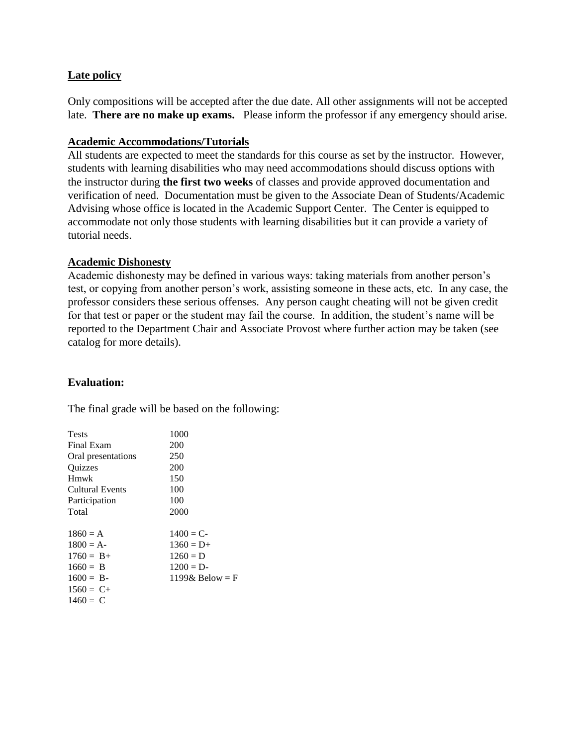**Late policy**

Only compositions will be accepted after the due date. All other assignments will not be accepted late. **There are no make up exams.** Please inform the professor if any emergency should arise.

**Academic Accommodations/Tutorials**

All students are expected to meet the standards for this course as set by the instructor. However, students with learning disabilities who may need accommodations should discuss options with the instructor during **the first two weeks** of classes and provide approved documentation and verification of need. Documentation must be given to the Associate Dean of Students/Academic Advising whose office is located in the Academic Support Center. The Center is equipped to accommodate not only those students with learning disabilities but it can provide a variety of tutorial needs.

**Academic Dishonesty**

Academic dishonesty may be defined in various ways: taking materials from another person's test, or copying from another person's work, assisting someone in these acts, etc. In any case, the professor considers these serious offenses. Any person caught cheating will not be given credit for that test or paper or the student may fail the course. In addition, the student's name will be reported to the Department Chair and Associate Provost where further action may be taken (see catalog for more details).

**Evaluation:**

The final grade will be based on the following:

| | |
|---|---|
| Tests | 1000 |
| Final Exam | 200 |
| Oral presentations | 250 |
| Quizzes | 200 |
| Hmwk | 150 |
| Cultural Events | 100 |
| Participation | 100 |
| Total | 2000 |

| | |
|---|---|
| 1860 = A | 1400 = C- |
| 1800 = A- | 1360 = D+ |
| 1760 = B+ | 1260 = D |
| 1660 = B | 1200 = D- |
| 1600 = B- | 1199& Below = F |
| 1560 = C+ | |
| 1460 = C | |